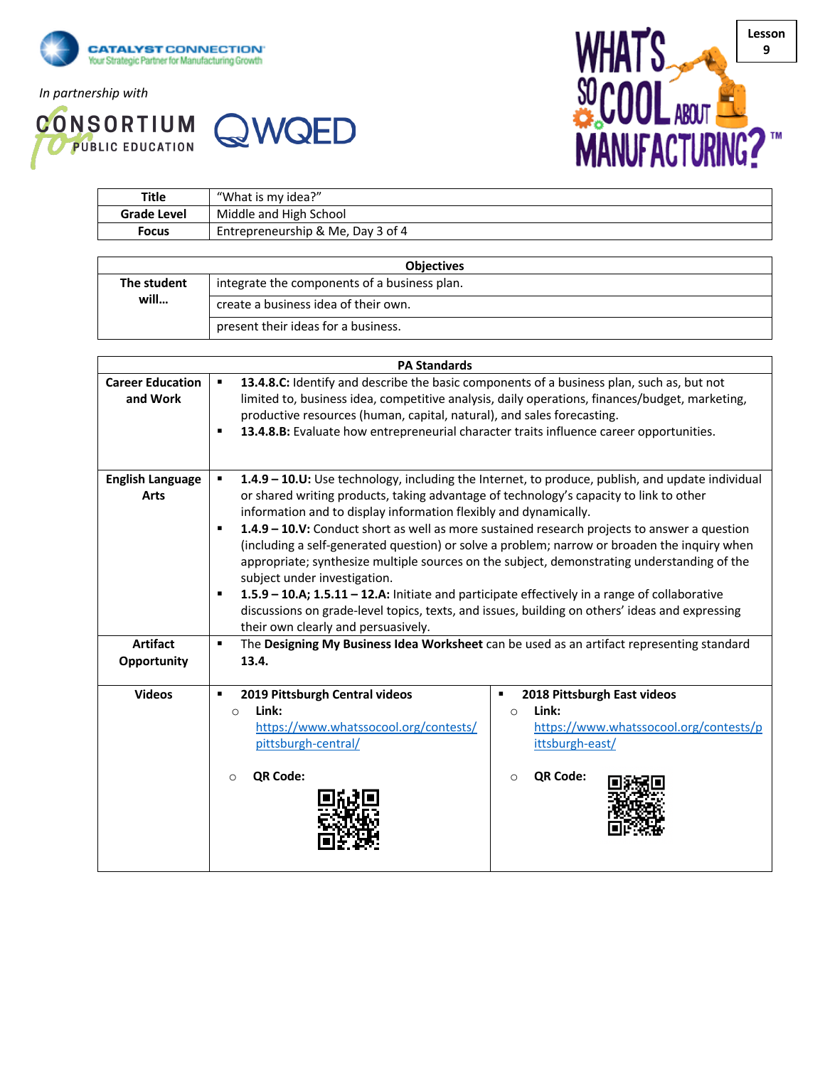CATALYST CONNECTION
Your Strategic Partner for Manufacturing Growth

*In partnership with*

CONSORTIUM for PUBLIC EDUCATION

WQED

WHAT'S SO COOL ABOUT MANUFACTURING?™

**Lesson 9**

| **Title** | "What is my idea?" |
|---|---|
| **Grade Level** | Middle and High School |
| **Focus** | Entrepreneurship & Me, Day 3 of 4 |

| **Objectives** | |
|---|---|
| **The student will…** | integrate the components of a business plan. |
| | create a business idea of their own. |
| | present their ideas for a business. |

| **PA Standards** | | |
|---|---|---|
| **Career Education and Work** | ▪ **13.4.8.C:** Identify and describe the basic components of a business plan, such as, but not limited to, business idea, competitive analysis, daily operations, finances/budget, marketing, productive resources (human, capital, natural), and sales forecasting.<br>▪ **13.4.8.B:** Evaluate how entrepreneurial character traits influence career opportunities. | |
| **English Language Arts** | ▪ **1.4.9 – 10.U:** Use technology, including the Internet, to produce, publish, and update individual or shared writing products, taking advantage of technology's capacity to link to other information and to display information flexibly and dynamically.<br>▪ **1.4.9 – 10.V:** Conduct short as well as more sustained research projects to answer a question (including a self-generated question) or solve a problem; narrow or broaden the inquiry when appropriate; synthesize multiple sources on the subject, demonstrating understanding of the subject under investigation.<br>▪ **1.5.9 – 10.A; 1.5.11 – 12.A:** Initiate and participate effectively in a range of collaborative discussions on grade-level topics, texts, and issues, building on others' ideas and expressing their own clearly and persuasively. | |
| **Artifact Opportunity** | ▪ The **Designing My Business Idea Worksheet** can be used as an artifact representing standard **13.4.** | |
| **Videos** | ▪ **2019 Pittsburgh Central videos**<br>○ **Link:** https://www.whatssocool.org/contests/pittsburgh-central/<br>○ **QR Code:** | ▪ **2018 Pittsburgh East videos**<br>○ **Link:** https://www.whatssocool.org/contests/pittsburgh-east/<br>○ **QR Code:** |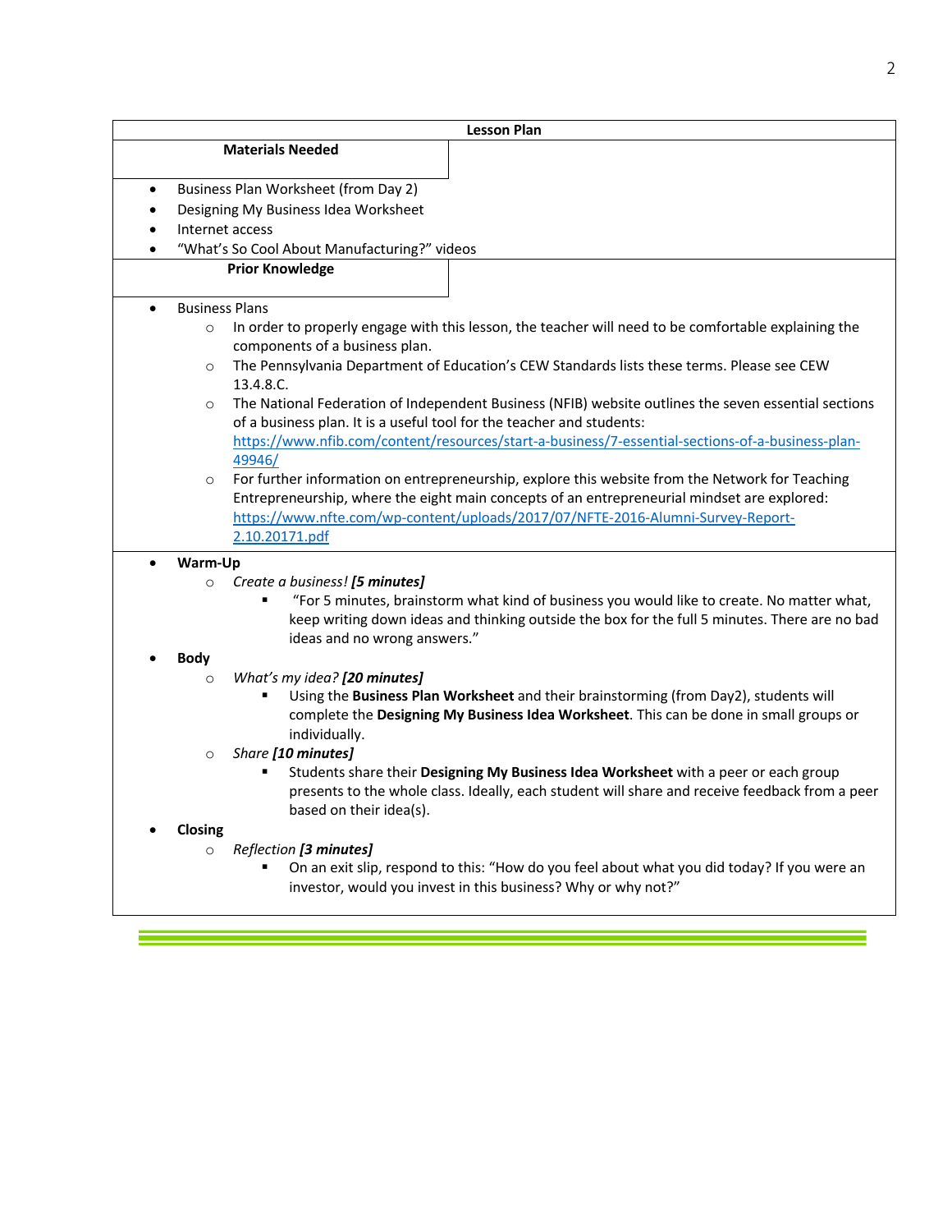## Lesson Plan

### Materials Needed

- Business Plan Worksheet (from Day 2)
- Designing My Business Idea Worksheet
- Internet access
- "What's So Cool About Manufacturing?" videos

### Prior Knowledge

- Business Plans
  - In order to properly engage with this lesson, the teacher will need to be comfortable explaining the components of a business plan.
  - The Pennsylvania Department of Education's CEW Standards lists these terms. Please see CEW 13.4.8.C.
  - The National Federation of Independent Business (NFIB) website outlines the seven essential sections of a business plan. It is a useful tool for the teacher and students: https://www.nfib.com/content/resources/start-a-business/7-essential-sections-of-a-business-plan-49946/
  - For further information on entrepreneurship, explore this website from the Network for Teaching Entrepreneurship, where the eight main concepts of an entrepreneurial mindset are explored: https://www.nfte.com/wp-content/uploads/2017/07/NFTE-2016-Alumni-Survey-Report-2.10.20171.pdf

- **Warm-Up**
  - *Create a business!* ***[5 minutes]***
    - "For 5 minutes, brainstorm what kind of business you would like to create. No matter what, keep writing down ideas and thinking outside the box for the full 5 minutes. There are no bad ideas and no wrong answers."
- **Body**
  - *What's my idea?* ***[20 minutes]***
    - Using the **Business Plan Worksheet** and their brainstorming (from Day2), students will complete the **Designing My Business Idea Worksheet**. This can be done in small groups or individually.
  - *Share* ***[10 minutes]***
    - Students share their **Designing My Business Idea Worksheet** with a peer or each group presents to the whole class. Ideally, each student will share and receive feedback from a peer based on their idea(s).
- **Closing**
  - *Reflection* ***[3 minutes]***
    - On an exit slip, respond to this: "How do you feel about what you did today? If you were an investor, would you invest in this business? Why or why not?"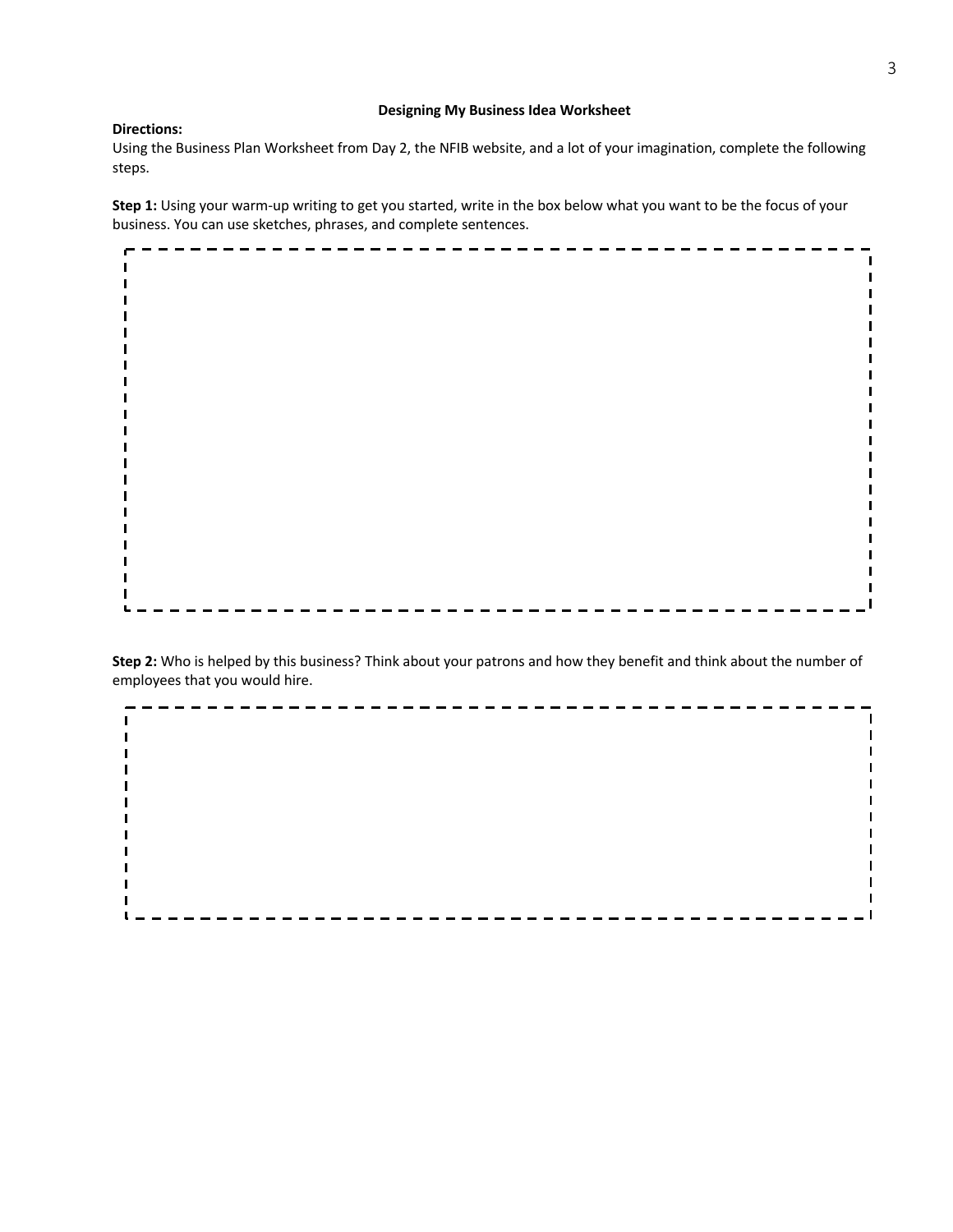## Designing My Business Idea Worksheet

**Directions:**

Using the Business Plan Worksheet from Day 2, the NFIB website, and a lot of your imagination, complete the following steps.

**Step 1:** Using your warm-up writing to get you started, write in the box below what you want to be the focus of your business. You can use sketches, phrases, and complete sentences.

**Step 2:** Who is helped by this business? Think about your patrons and how they benefit and think about the number of employees that you would hire.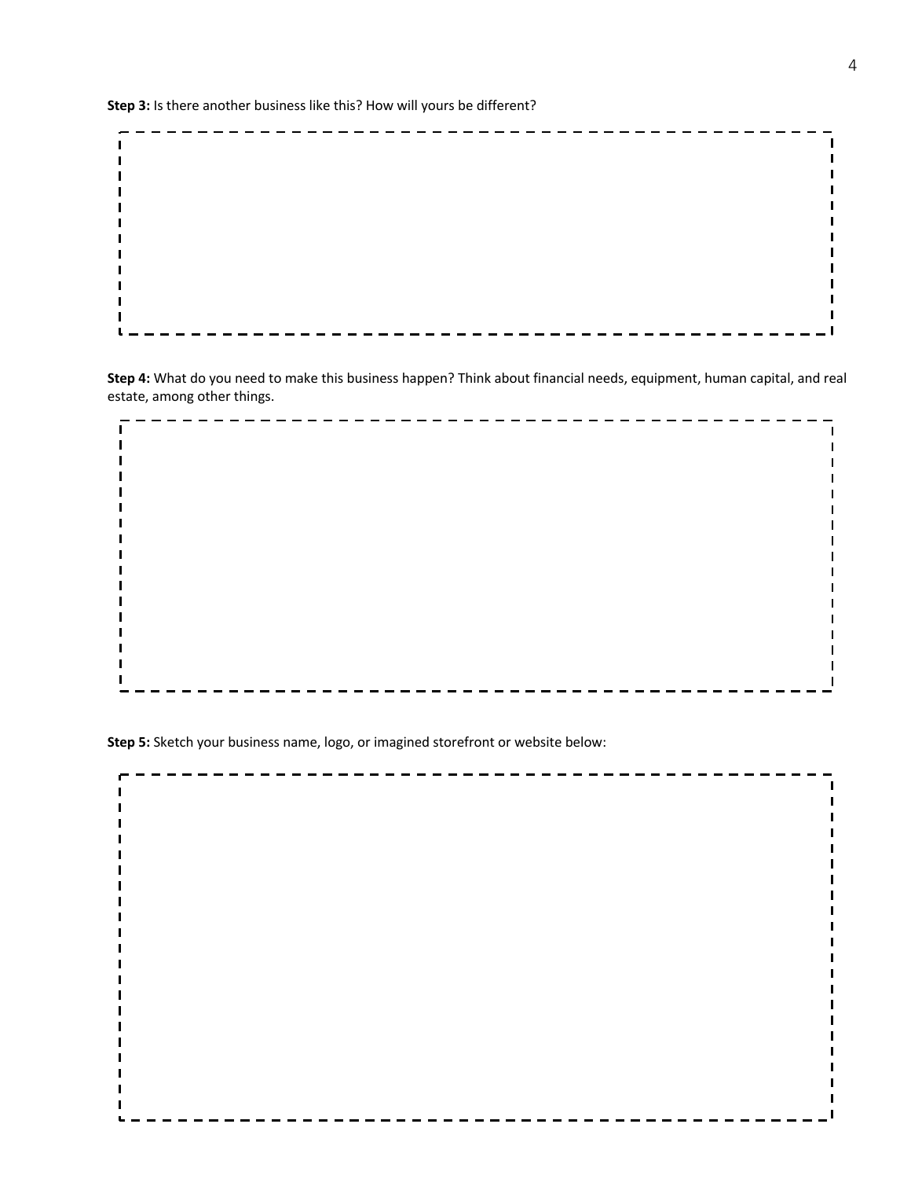**Step 3:** Is there another business like this? How will yours be different?

**Step 4:** What do you need to make this business happen? Think about financial needs, equipment, human capital, and real estate, among other things.

**Step 5:** Sketch your business name, logo, or imagined storefront or website below: